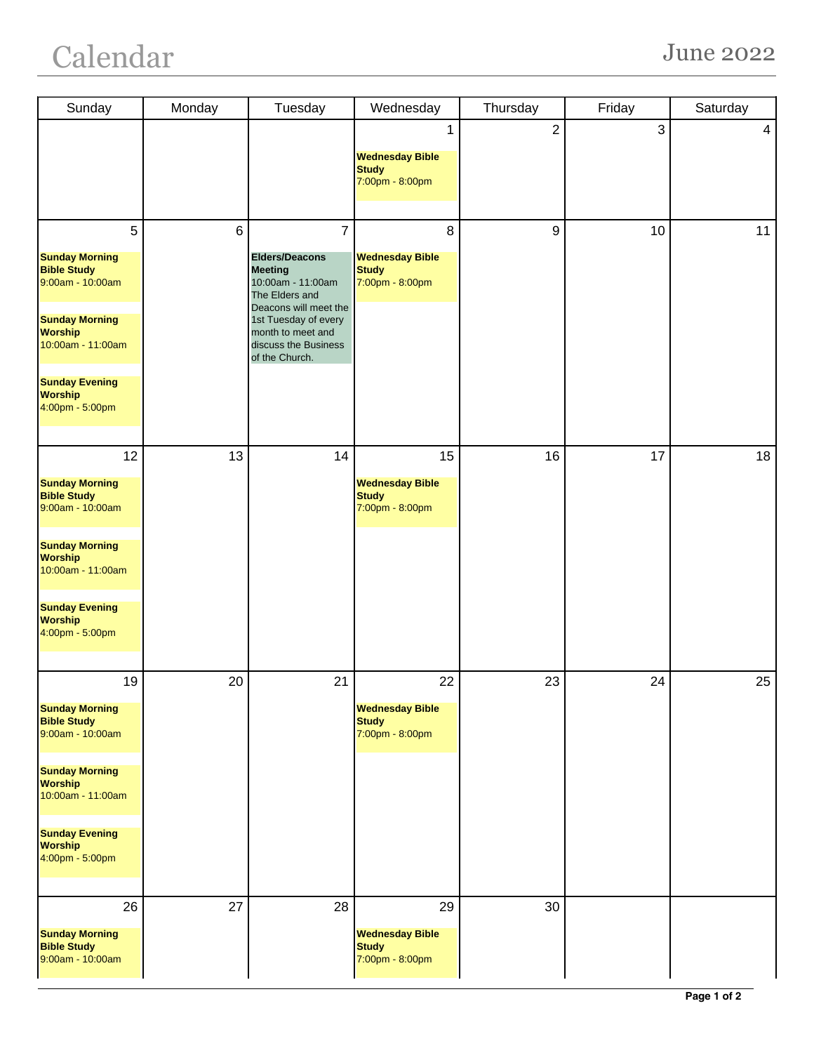# Calendar

## June 2022

| Sunday | Monday | Tuesday | Wednesday | Thursday | Friday | Saturday |
|---|---|---|---|---|---|---|
| | | | 1<br>**Wednesday Bible Study**<br>7:00pm - 8:00pm | 2 | 3 | 4 |
| 5<br>**Sunday Morning Bible Study**<br>9:00am - 10:00am<br>**Sunday Morning Worship**<br>10:00am - 11:00am<br>**Sunday Evening Worship**<br>4:00pm - 5:00pm | 6 | 7<br>**Elders/Deacons Meeting**<br>10:00am - 11:00am<br>The Elders and Deacons will meet the 1st Tuesday of every month to meet and discuss the Business of the Church. | 8<br>**Wednesday Bible Study**<br>7:00pm - 8:00pm | 9 | 10 | 11 |
| 12<br>**Sunday Morning Bible Study**<br>9:00am - 10:00am<br>**Sunday Morning Worship**<br>10:00am - 11:00am<br>**Sunday Evening Worship**<br>4:00pm - 5:00pm | 13 | 14 | 15<br>**Wednesday Bible Study**<br>7:00pm - 8:00pm | 16 | 17 | 18 |
| 19<br>**Sunday Morning Bible Study**<br>9:00am - 10:00am<br>**Sunday Morning Worship**<br>10:00am - 11:00am<br>**Sunday Evening Worship**<br>4:00pm - 5:00pm | 20 | 21 | 22<br>**Wednesday Bible Study**<br>7:00pm - 8:00pm | 23 | 24 | 25 |
| 26<br>**Sunday Morning Bible Study**<br>9:00am - 10:00am | 27 | 28 | 29<br>**Wednesday Bible Study**<br>7:00pm - 8:00pm | 30 | | |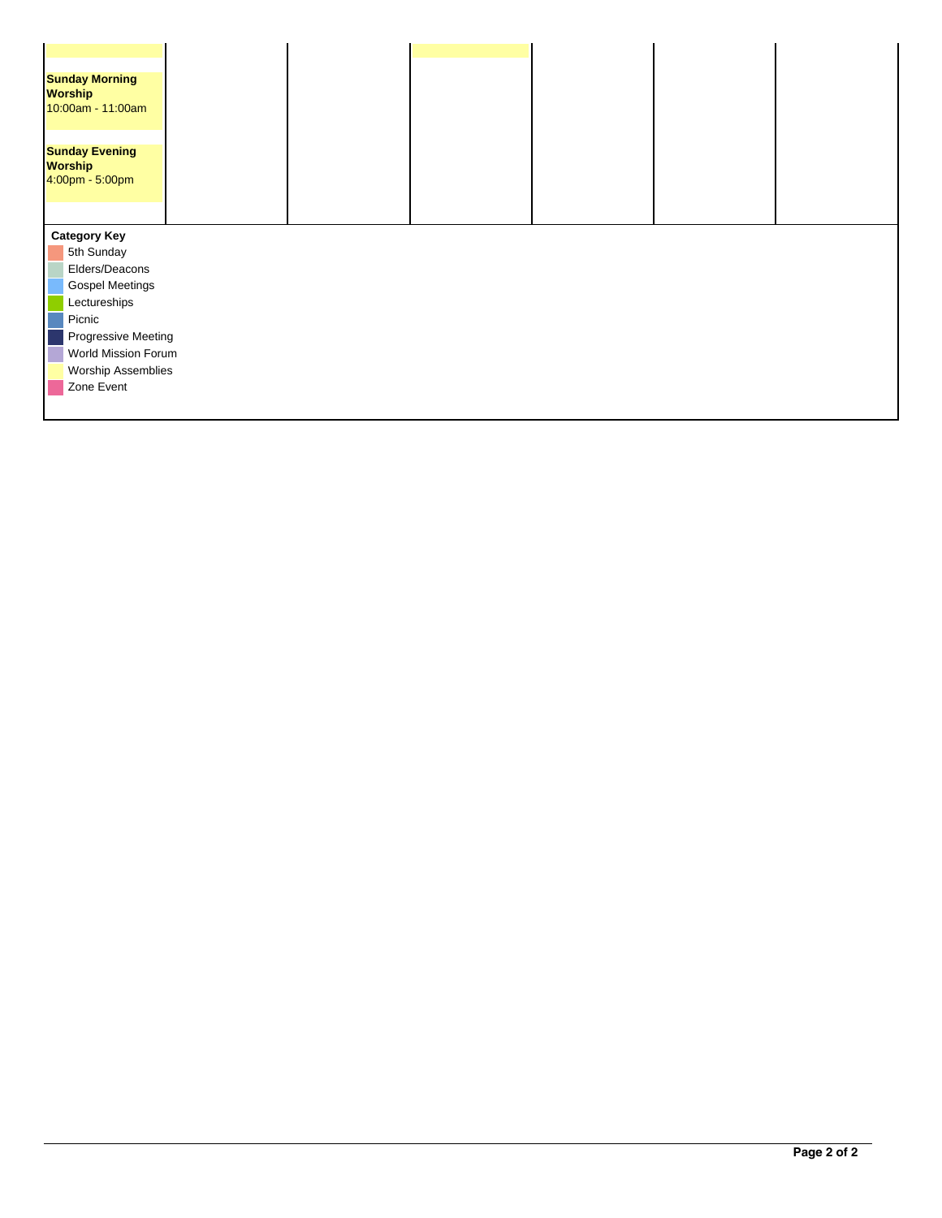| | | | | | | |
|---|---|---|---|---|---|---|
| **Sunday Morning Worship** 10:00am - 11:00am<br><br>**Sunday Evening Worship** 4:00pm - 5:00pm | | | | | | |

**Category Key**

- 5th Sunday
- Elders/Deacons
- Gospel Meetings
- Lectureships
- Picnic
- Progressive Meeting
- World Mission Forum
- Worship Assemblies
- Zone Event